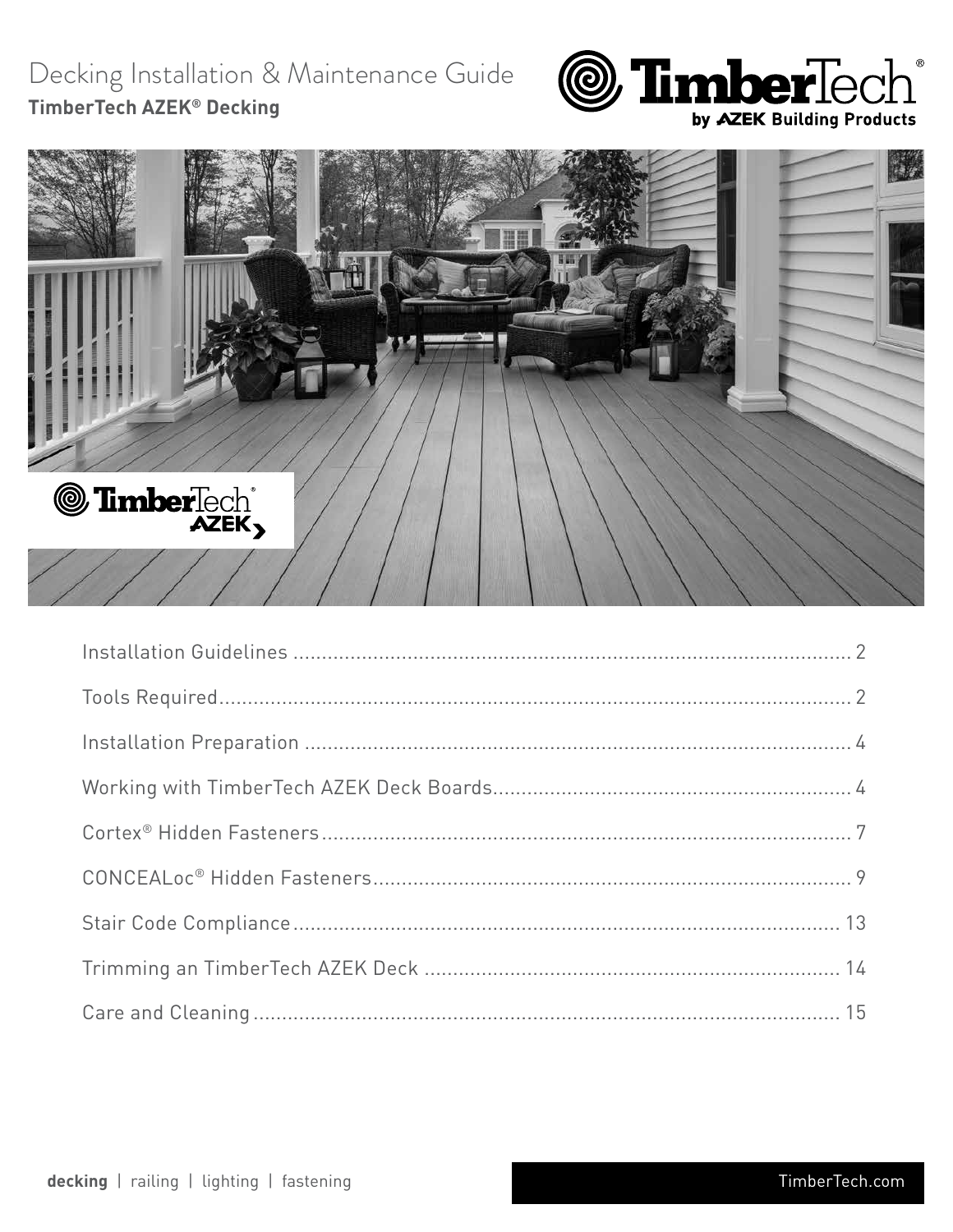# Decking Installation & Maintenance Guide

**TimberTech AZEK® Decking**

| | |
|---|---|
| Installation Guidelines | 2 |
| Tools Required | 2 |
| Installation Preparation | 4 |
| Working with TimberTech AZEK Deck Boards | 4 |
| Cortex® Hidden Fasteners | 7 |
| CONCEALoc® Hidden Fasteners | 9 |
| Stair Code Compliance | 13 |
| Trimming an TimberTech AZEK Deck | 14 |
| Care and Cleaning | 15 |

**decking** | railing | lighting | fastening

TimberTech.com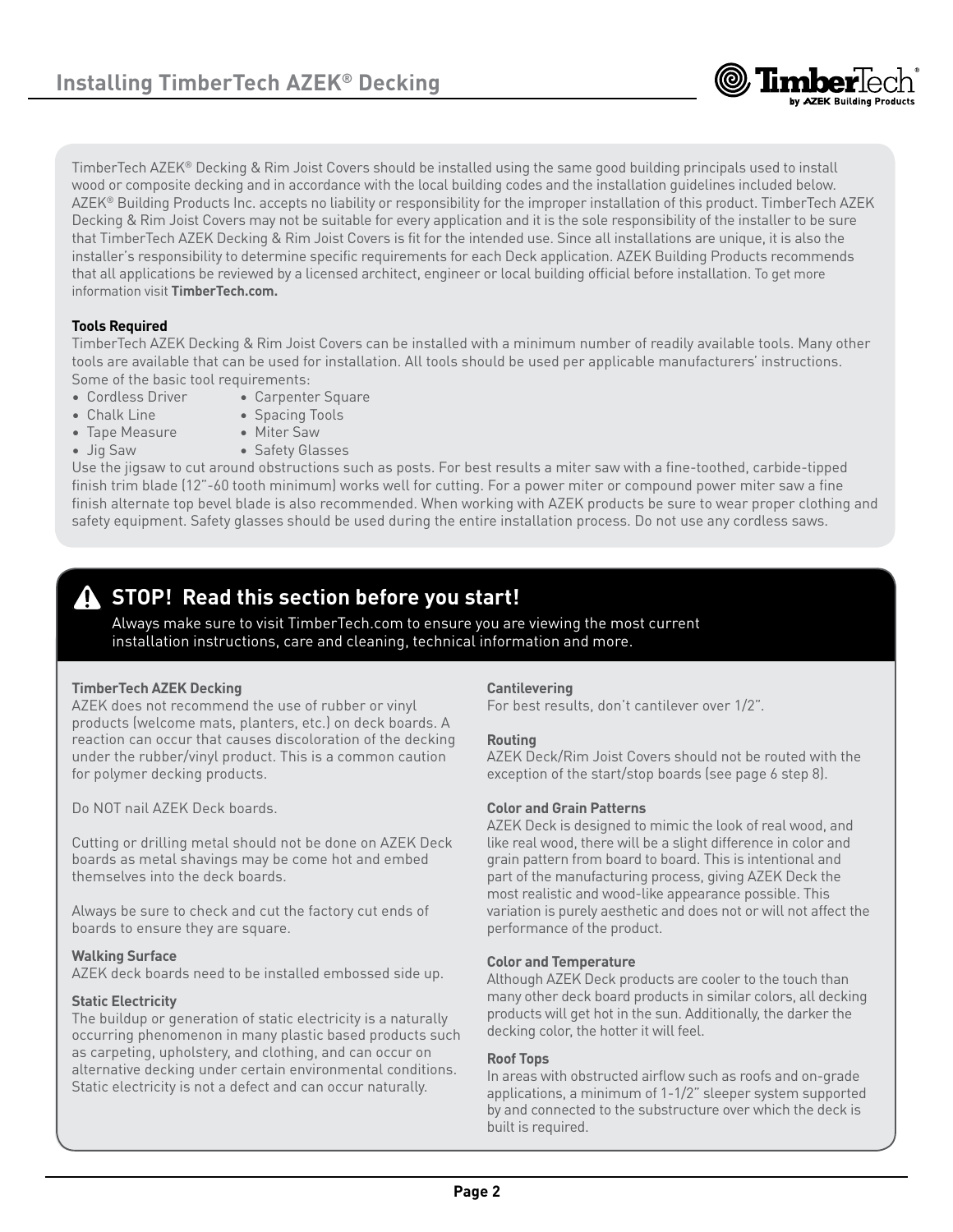# Installing TimberTech AZEK® Decking

TimberTech AZEK® Decking & Rim Joist Covers should be installed using the same good building principals used to install wood or composite decking and in accordance with the local building codes and the installation guidelines included below. AZEK® Building Products Inc. accepts no liability or responsibility for the improper installation of this product. TimberTech AZEK Decking & Rim Joist Covers may not be suitable for every application and it is the sole responsibility of the installer to be sure that TimberTech AZEK Decking & Rim Joist Covers is fit for the intended use. Since all installations are unique, it is also the installer's responsibility to determine specific requirements for each Deck application. AZEK Building Products recommends that all applications be reviewed by a licensed architect, engineer or local building official before installation. To get more information visit **TimberTech.com.**

**Tools Required**

TimberTech AZEK Decking & Rim Joist Covers can be installed with a minimum number of readily available tools. Many other tools are available that can be used for installation. All tools should be used per applicable manufacturers' instructions. Some of the basic tool requirements:

- Cordless Driver
- Chalk Line
- Tape Measure
- Jig Saw
- Carpenter Square
- Spacing Tools
- Miter Saw
- Safety Glasses

Use the jigsaw to cut around obstructions such as posts. For best results a miter saw with a fine-toothed, carbide-tipped finish trim blade (12"-60 tooth minimum) works well for cutting. For a power miter or compound power miter saw a fine finish alternate top bevel blade is also recommended. When working with AZEK products be sure to wear proper clothing and safety equipment. Safety glasses should be used during the entire installation process. Do not use any cordless saws.

## STOP! Read this section before you start!

Always make sure to visit TimberTech.com to ensure you are viewing the most current installation instructions, care and cleaning, technical information and more.

**TimberTech AZEK Decking**

AZEK does not recommend the use of rubber or vinyl products (welcome mats, planters, etc.) on deck boards. A reaction can occur that causes discoloration of the decking under the rubber/vinyl product. This is a common caution for polymer decking products.

Do NOT nail AZEK Deck boards.

Cutting or drilling metal should not be done on AZEK Deck boards as metal shavings may be come hot and embed themselves into the deck boards.

Always be sure to check and cut the factory cut ends of boards to ensure they are square.

**Walking Surface**

AZEK deck boards need to be installed embossed side up.

**Static Electricity**

The buildup or generation of static electricity is a naturally occurring phenomenon in many plastic based products such as carpeting, upholstery, and clothing, and can occur on alternative decking under certain environmental conditions. Static electricity is not a defect and can occur naturally.

**Cantilevering**

For best results, don't cantilever over 1/2".

**Routing**

AZEK Deck/Rim Joist Covers should not be routed with the exception of the start/stop boards (see page 6 step 8).

**Color and Grain Patterns**

AZEK Deck is designed to mimic the look of real wood, and like real wood, there will be a slight difference in color and grain pattern from board to board. This is intentional and part of the manufacturing process, giving AZEK Deck the most realistic and wood-like appearance possible. This variation is purely aesthetic and does not or will not affect the performance of the product.

**Color and Temperature**

Although AZEK Deck products are cooler to the touch than many other deck board products in similar colors, all decking products will get hot in the sun. Additionally, the darker the decking color, the hotter it will feel.

**Roof Tops**

In areas with obstructed airflow such as roofs and on-grade applications, a minimum of 1-1/2" sleeper system supported by and connected to the substructure over which the deck is built is required.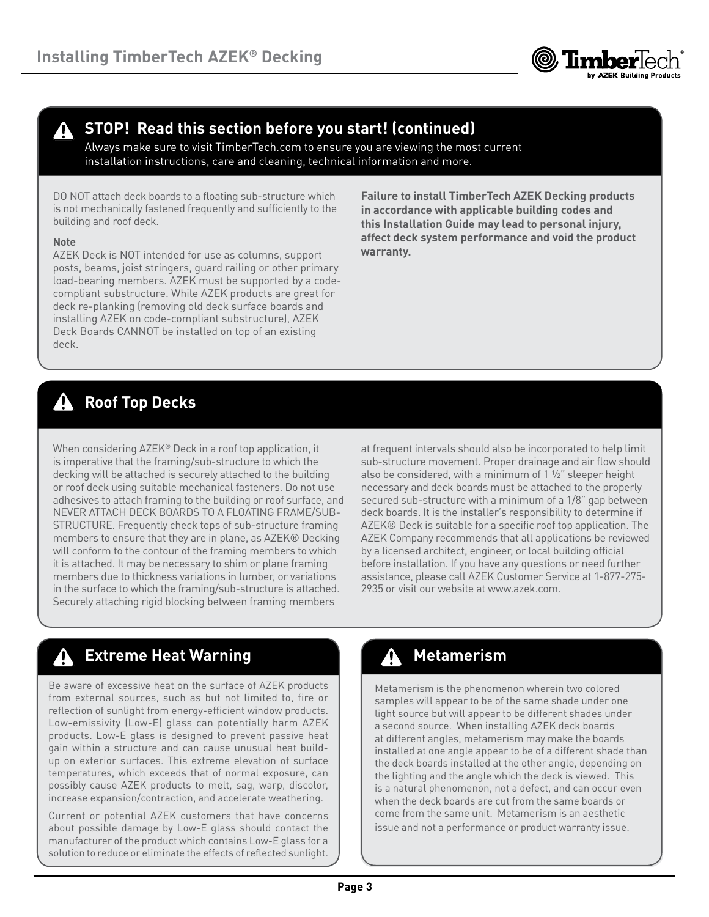## STOP! Read this section before you start! (continued)

Always make sure to visit TimberTech.com to ensure you are viewing the most current installation instructions, care and cleaning, technical information and more.

DO NOT attach deck boards to a floating sub-structure which is not mechanically fastened frequently and sufficiently to the building and roof deck.

**Note**

AZEK Deck is NOT intended for use as columns, support posts, beams, joist stringers, guard railing or other primary load-bearing members. AZEK must be supported by a code-compliant substructure. While AZEK products are great for deck re-planking (removing old deck surface boards and installing AZEK on code-compliant substructure), AZEK Deck Boards CANNOT be installed on top of an existing deck.

**Failure to install TimberTech AZEK Decking products in accordance with applicable building codes and this Installation Guide may lead to personal injury, affect deck system performance and void the product warranty.**

## Roof Top Decks

When considering AZEK® Deck in a roof top application, it is imperative that the framing/sub-structure to which the decking will be attached is securely attached to the building or roof deck using suitable mechanical fasteners. Do not use adhesives to attach framing to the building or roof surface, and NEVER ATTACH DECK BOARDS TO A FLOATING FRAME/SUB-STRUCTURE. Frequently check tops of sub-structure framing members to ensure that they are in plane, as AZEK® Decking will conform to the contour of the framing members to which it is attached. It may be necessary to shim or plane framing members due to thickness variations in lumber, or variations in the surface to which the framing/sub-structure is attached. Securely attaching rigid blocking between framing members at frequent intervals should also be incorporated to help limit sub-structure movement. Proper drainage and air flow should also be considered, with a minimum of 1 ½" sleeper height necessary and deck boards must be attached to the properly secured sub-structure with a minimum of a 1/8" gap between deck boards. It is the installer's responsibility to determine if AZEK® Deck is suitable for a specific roof top application. The AZEK Company recommends that all applications be reviewed by a licensed architect, engineer, or local building official before installation. If you have any questions or need further assistance, please call AZEK Customer Service at 1-877-275-2935 or visit our website at www.azek.com.

## Extreme Heat Warning

Be aware of excessive heat on the surface of AZEK products from external sources, such as but not limited to, fire or reflection of sunlight from energy-efficient window products. Low-emissivity (Low-E) glass can potentially harm AZEK products. Low-E glass is designed to prevent passive heat gain within a structure and can cause unusual heat build-up on exterior surfaces. This extreme elevation of surface temperatures, which exceeds that of normal exposure, can possibly cause AZEK products to melt, sag, warp, discolor, increase expansion/contraction, and accelerate weathering.

Current or potential AZEK customers that have concerns about possible damage by Low-E glass should contact the manufacturer of the product which contains Low-E glass for a solution to reduce or eliminate the effects of reflected sunlight.

## Metamerism

Metamerism is the phenomenon wherein two colored samples will appear to be of the same shade under one light source but will appear to be different shades under a second source. When installing AZEK deck boards at different angles, metamerism may make the boards installed at one angle appear to be of a different shade than the deck boards installed at the other angle, depending on the lighting and the angle which the deck is viewed. This is a natural phenomenon, not a defect, and can occur even when the deck boards are cut from the same boards or come from the same unit. Metamerism is an aesthetic issue and not a performance or product warranty issue.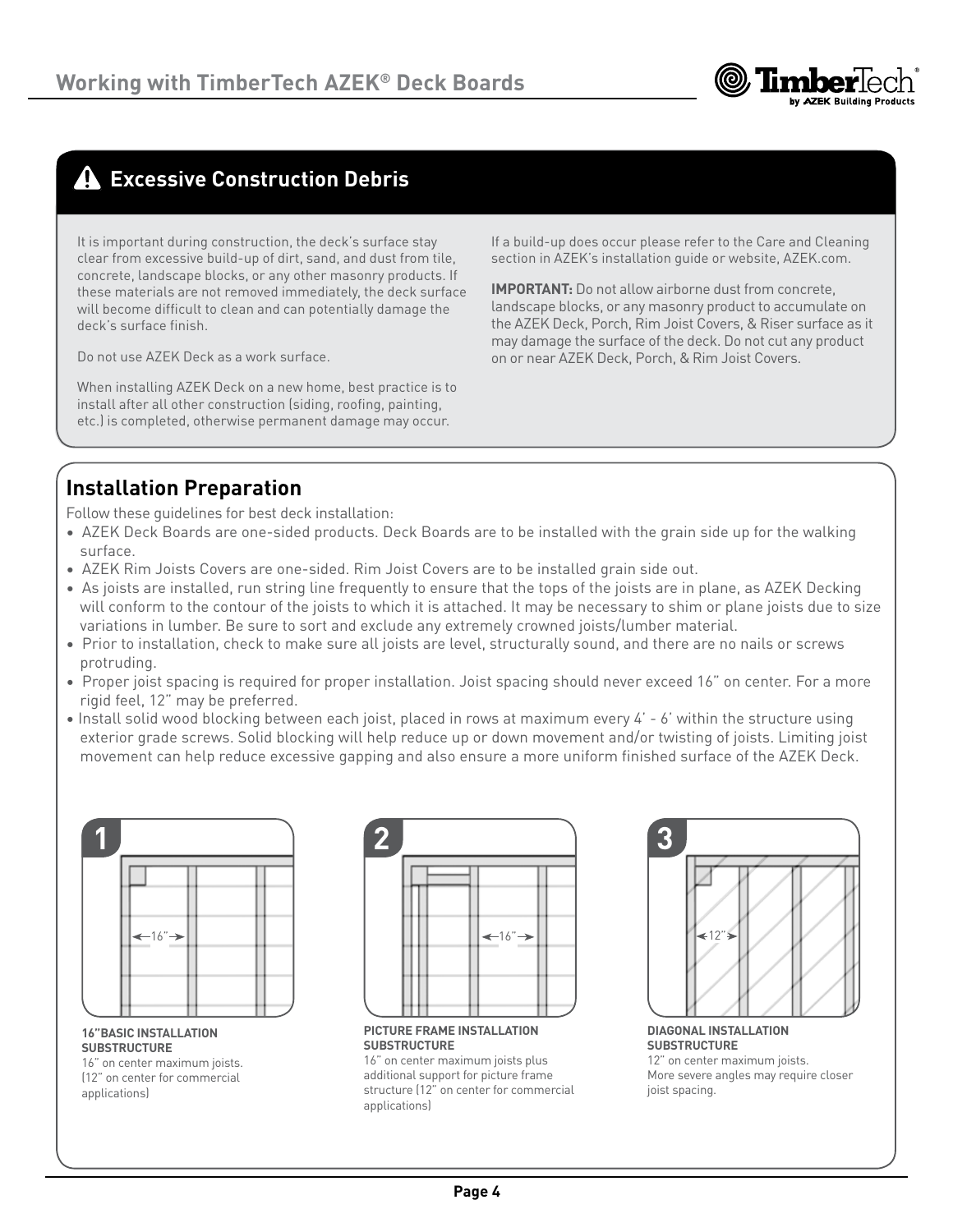## ⚠ Excessive Construction Debris

It is important during construction, the deck's surface stay clear from excessive build-up of dirt, sand, and dust from tile, concrete, landscape blocks, or any other masonry products. If these materials are not removed immediately, the deck surface will become difficult to clean and can potentially damage the deck's surface finish.

Do not use AZEK Deck as a work surface.

When installing AZEK Deck on a new home, best practice is to install after all other construction (siding, roofing, painting, etc.) is completed, otherwise permanent damage may occur.

If a build-up does occur please refer to the Care and Cleaning section in AZEK's installation guide or website, AZEK.com.

**IMPORTANT:** Do not allow airborne dust from concrete, landscape blocks, or any masonry product to accumulate on the AZEK Deck, Porch, Rim Joist Covers, & Riser surface as it may damage the surface of the deck. Do not cut any product on or near AZEK Deck, Porch, & Rim Joist Covers.

## Installation Preparation

Follow these guidelines for best deck installation:

- AZEK Deck Boards are one-sided products. Deck Boards are to be installed with the grain side up for the walking surface.
- AZEK Rim Joists Covers are one-sided. Rim Joist Covers are to be installed grain side out.
- As joists are installed, run string line frequently to ensure that the tops of the joists are in plane, as AZEK Decking will conform to the contour of the joists to which it is attached. It may be necessary to shim or plane joists due to size variations in lumber. Be sure to sort and exclude any extremely crowned joists/lumber material.
- Prior to installation, check to make sure all joists are level, structurally sound, and there are no nails or screws protruding.
- Proper joist spacing is required for proper installation. Joist spacing should never exceed 16" on center. For a more rigid feel, 12" may be preferred.
- Install solid wood blocking between each joist, placed in rows at maximum every 4' - 6' within the structure using exterior grade screws. Solid blocking will help reduce up or down movement and/or twisting of joists. Limiting joist movement can help reduce excessive gapping and also ensure a more uniform finished surface of the AZEK Deck.

**1**

16"

**16"BASIC INSTALLATION SUBSTRUCTURE**
16" on center maximum joists. (12" on center for commercial applications)

**2**

16"

**PICTURE FRAME INSTALLATION SUBSTRUCTURE**
16" on center maximum joists plus additional support for picture frame structure (12" on center for commercial applications)

**3**

12"

**DIAGONAL INSTALLATION SUBSTRUCTURE**
12" on center maximum joists. More severe angles may require closer joist spacing.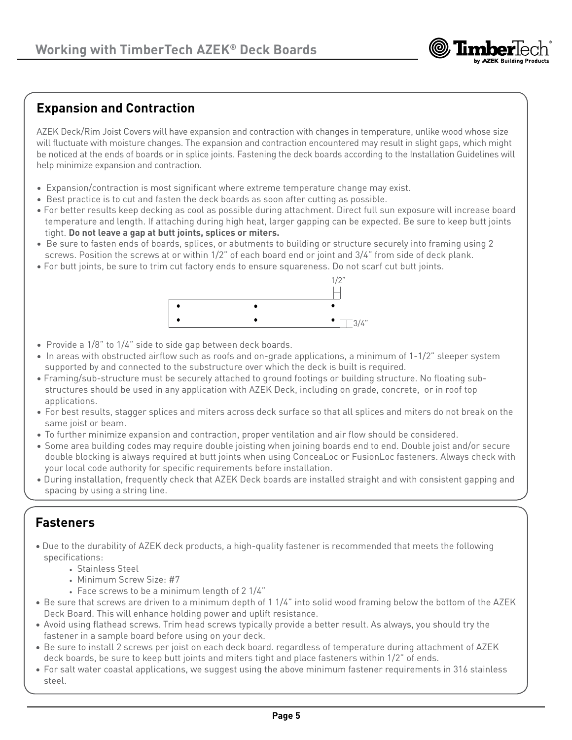# Working with TimberTech AZEK® Deck Boards

## Expansion and Contraction

AZEK Deck/Rim Joist Covers will have expansion and contraction with changes in temperature, unlike wood whose size will fluctuate with moisture changes. The expansion and contraction encountered may result in slight gaps, which might be noticed at the ends of boards or in splice joints. Fastening the deck boards according to the Installation Guidelines will help minimize expansion and contraction.

- Expansion/contraction is most significant where extreme temperature change may exist.
- Best practice is to cut and fasten the deck boards as soon after cutting as possible.
- For better results keep decking as cool as possible during attachment. Direct full sun exposure will increase board temperature and length. If attaching during high heat, larger gapping can be expected. Be sure to keep butt joints tight. **Do not leave a gap at butt joints, splices or miters.**
- Be sure to fasten ends of boards, splices, or abutments to building or structure securely into framing using 2 screws. Position the screws at or within 1/2" of each board end or joint and 3/4" from side of deck plank.
- For butt joints, be sure to trim cut factory ends to ensure squareness. Do not scarf cut butt joints.

1/2"

3/4"

- Provide a 1/8" to 1/4" side to side gap between deck boards.
- In areas with obstructed airflow such as roofs and on-grade applications, a minimum of 1-1/2" sleeper system supported by and connected to the substructure over which the deck is built is required.
- Framing/sub-structure must be securely attached to ground footings or building structure. No floating sub-structures should be used in any application with AZEK Deck, including on grade, concrete, or in roof top applications.
- For best results, stagger splices and miters across deck surface so that all splices and miters do not break on the same joist or beam.
- To further minimize expansion and contraction, proper ventilation and air flow should be considered.
- Some area building codes may require double joisting when joining boards end to end. Double joist and/or secure double blocking is always required at butt joints when using ConceaLoc or FusionLoc fasteners. Always check with your local code authority for specific requirements before installation.
- During installation, frequently check that AZEK Deck boards are installed straight and with consistent gapping and spacing by using a string line.

## Fasteners

- Due to the durability of AZEK deck products, a high-quality fastener is recommended that meets the following specifications:
  - Stainless Steel
  - Minimum Screw Size: #7
  - Face screws to be a minimum length of 2 1/4"
- Be sure that screws are driven to a minimum depth of 1 1/4" into solid wood framing below the bottom of the AZEK Deck Board. This will enhance holding power and uplift resistance.
- Avoid using flathead screws. Trim head screws typically provide a better result. As always, you should try the fastener in a sample board before using on your deck.
- Be sure to install 2 screws per joist on each deck board. regardless of temperature during attachment of AZEK deck boards, be sure to keep butt joints and miters tight and place fasteners within 1/2" of ends.
- For salt water coastal applications, we suggest using the above minimum fastener requirements in 316 stainless steel.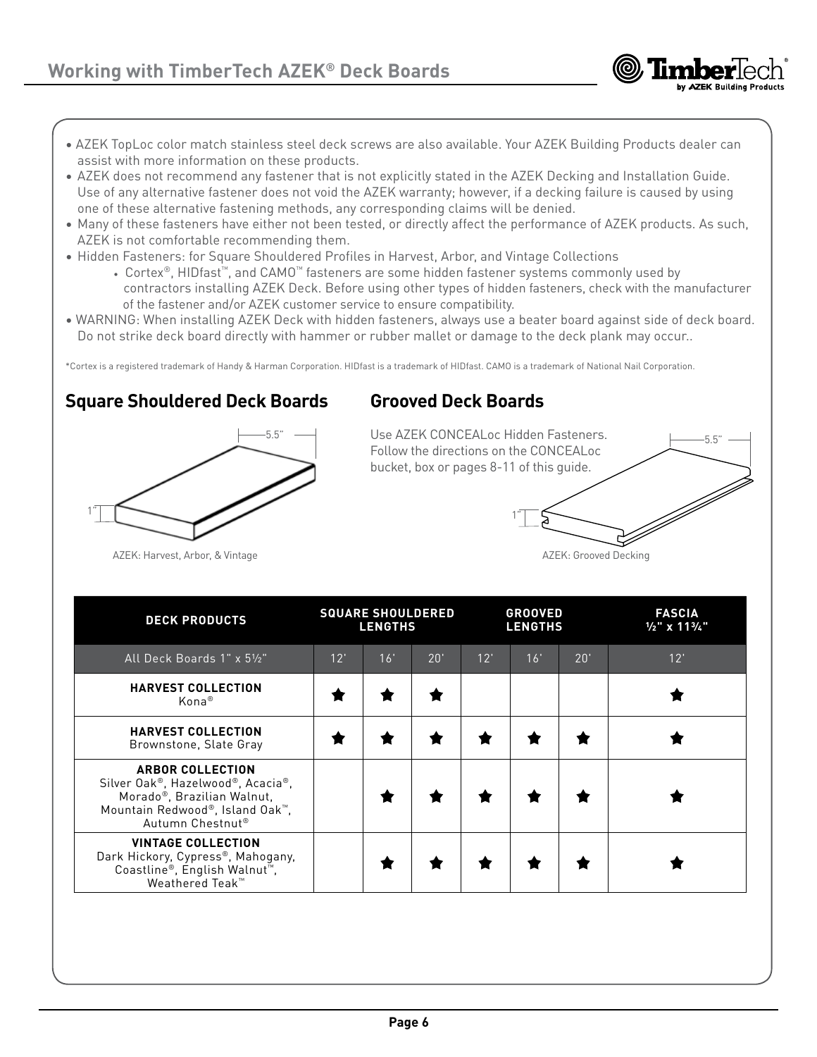## Working with TimberTech AZEK® Deck Boards

- AZEK TopLoc color match stainless steel deck screws are also available. Your AZEK Building Products dealer can assist with more information on these products.
- AZEK does not recommend any fastener that is not explicitly stated in the AZEK Decking and Installation Guide. Use of any alternative fastener does not void the AZEK warranty; however, if a decking failure is caused by using one of these alternative fastening methods, any corresponding claims will be denied.
- Many of these fasteners have either not been tested, or directly affect the performance of AZEK products. As such, AZEK is not comfortable recommending them.
- Hidden Fasteners: for Square Shouldered Profiles in Harvest, Arbor, and Vintage Collections
    - Cortex®, HIDfast™, and CAMO™ fasteners are some hidden fastener systems commonly used by contractors installing AZEK Deck. Before using other types of hidden fasteners, check with the manufacturer of the fastener and/or AZEK customer service to ensure compatibility.
- WARNING: When installing AZEK Deck with hidden fasteners, always use a beater board against side of deck board. Do not strike deck board directly with hammer or rubber mallet or damage to the deck plank may occur..

*Cortex is a registered trademark of Handy & Harman Corporation. HIDfast is a trademark of HIDfast. CAMO is a trademark of National Nail Corporation.

### Square Shouldered Deck Boards

5.5"

1"

AZEK: Harvest, Arbor, & Vintage

### Grooved Deck Boards

Use AZEK CONCEALoc Hidden Fasteners. Follow the directions on the CONCEALoc bucket, box or pages 8-11 of this guide.

5.5"

1"

AZEK: Grooved Decking

| DECK PRODUCTS | SQUARE SHOULDERED LENGTHS | | | GROOVED LENGTHS | | | FASCIA ½" x 11¾" |
|---|---|---|---|---|---|---|---|
| All Deck Boards 1" x 5½" | 12' | 16' | 20' | 12' | 16' | 20' | 12' |
| **HARVEST COLLECTION** Kona® | ★ | ★ | ★ | | | | ★ |
| **HARVEST COLLECTION** Brownstone, Slate Gray | ★ | ★ | ★ | ★ | ★ | ★ | ★ |
| **ARBOR COLLECTION** Silver Oak®, Hazelwood®, Acacia®, Morado®, Brazilian Walnut, Mountain Redwood®, Island Oak™, Autumn Chestnut® | | ★ | ★ | ★ | ★ | ★ | ★ |
| **VINTAGE COLLECTION** Dark Hickory, Cypress®, Mahogany, Coastline®, English Walnut™, Weathered Teak™ | | ★ | ★ | ★ | ★ | ★ | ★ |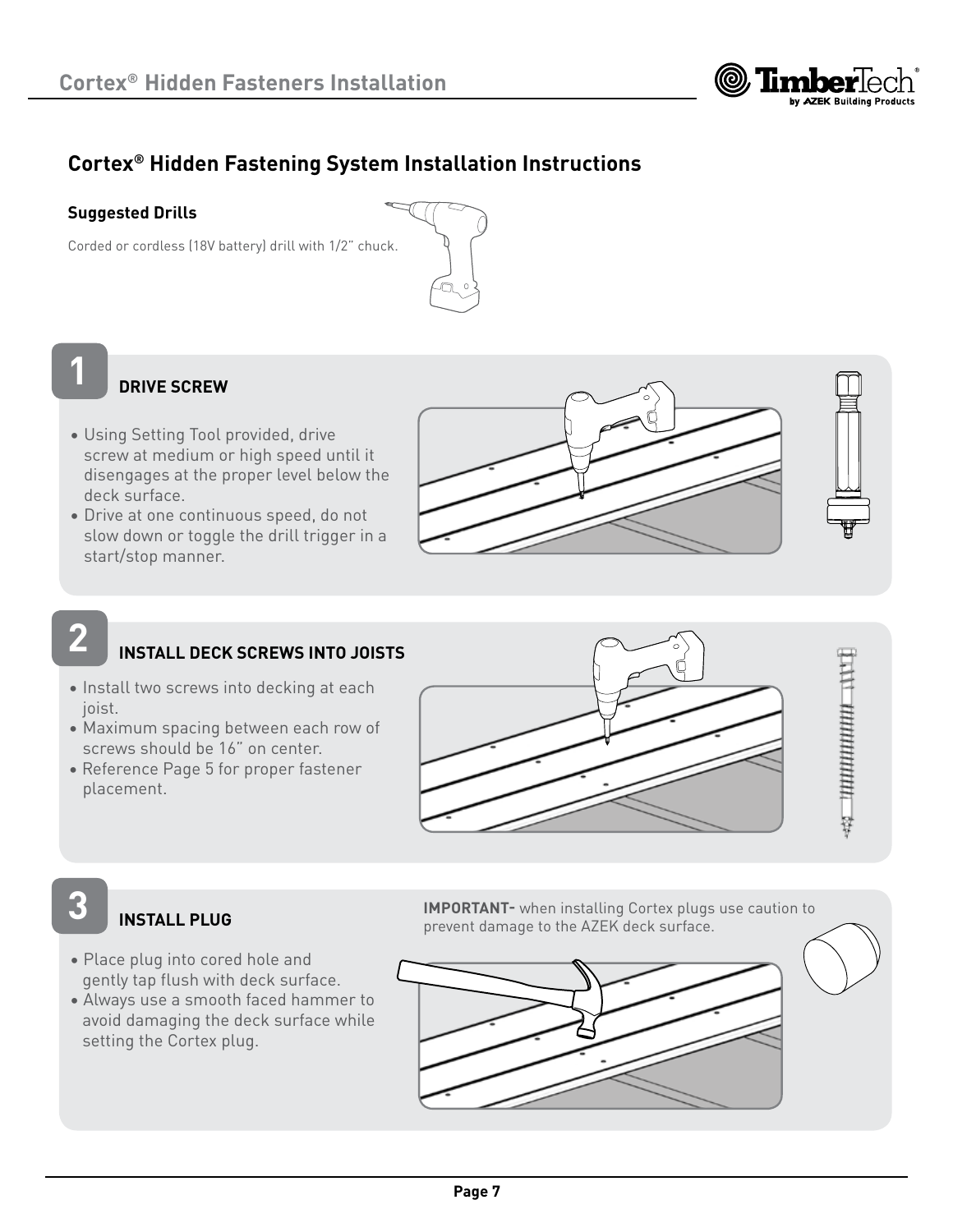## Cortex® Hidden Fastening System Installation Instructions

### Suggested Drills

Corded or cordless (18V battery) drill with 1/2" chuck.

### 1 DRIVE SCREW

- Using Setting Tool provided, drive screw at medium or high speed until it disengages at the proper level below the deck surface.
- Drive at one continuous speed, do not slow down or toggle the drill trigger in a start/stop manner.

### 2 INSTALL DECK SCREWS INTO JOISTS

- Install two screws into decking at each joist.
- Maximum spacing between each row of screws should be 16" on center.
- Reference Page 5 for proper fastener placement.

### 3 INSTALL PLUG

**IMPORTANT-** when installing Cortex plugs use caution to prevent damage to the AZEK deck surface.

- Place plug into cored hole and gently tap flush with deck surface.
- Always use a smooth faced hammer to avoid damaging the deck surface while setting the Cortex plug.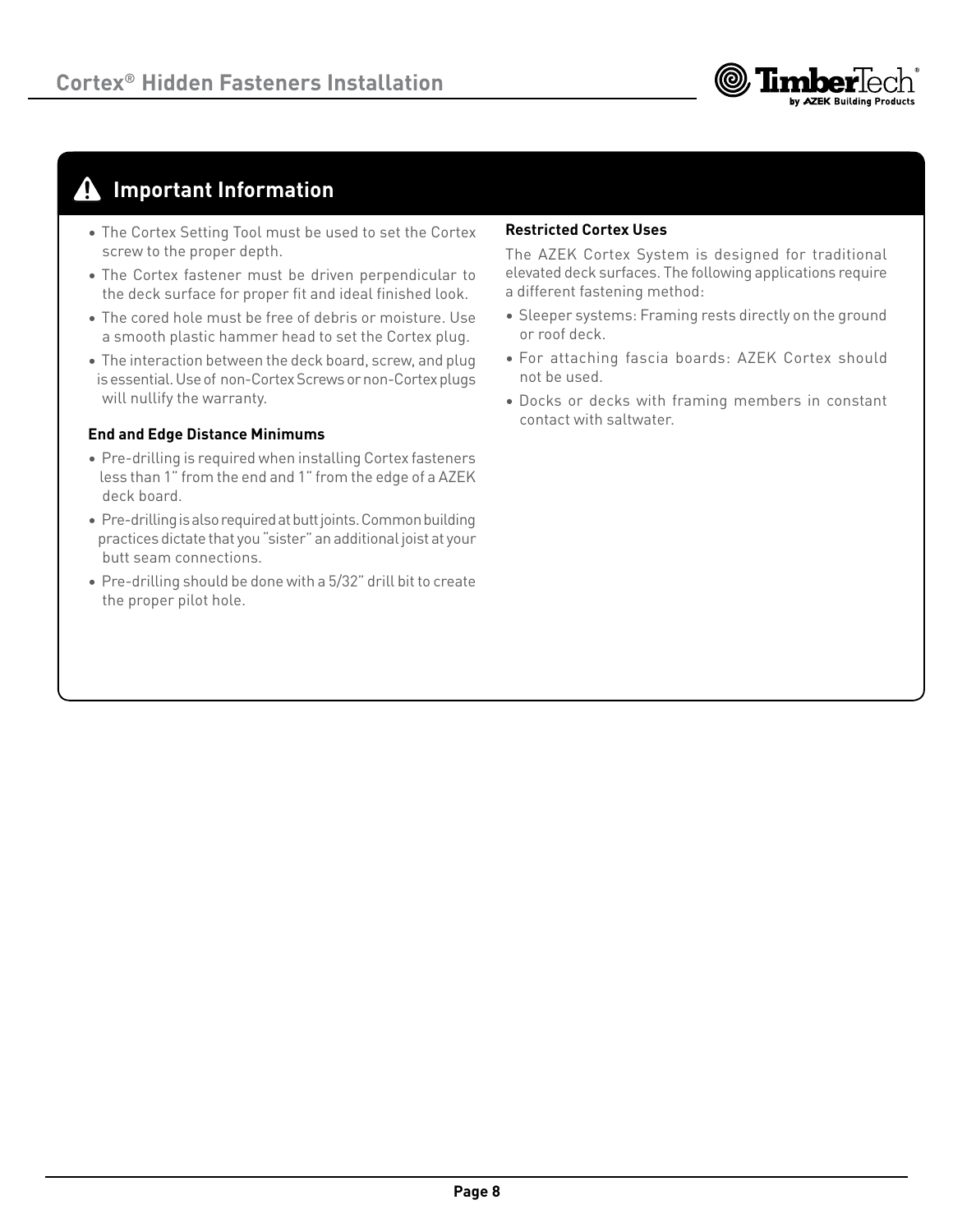## Important Information

- The Cortex Setting Tool must be used to set the Cortex screw to the proper depth.
- The Cortex fastener must be driven perpendicular to the deck surface for proper fit and ideal finished look.
- The cored hole must be free of debris or moisture. Use a smooth plastic hammer head to set the Cortex plug.
- The interaction between the deck board, screw, and plug is essential. Use of non-Cortex Screws or non-Cortex plugs will nullify the warranty.

**End and Edge Distance Minimums**

- Pre-drilling is required when installing Cortex fasteners less than 1" from the end and 1" from the edge of a AZEK deck board.
- Pre-drilling is also required at butt joints. Common building practices dictate that you "sister" an additional joist at your butt seam connections.
- Pre-drilling should be done with a 5/32" drill bit to create the proper pilot hole.

**Restricted Cortex Uses**

The AZEK Cortex System is designed for traditional elevated deck surfaces. The following applications require a different fastening method:

- Sleeper systems: Framing rests directly on the ground or roof deck.
- For attaching fascia boards: AZEK Cortex should not be used.
- Docks or decks with framing members in constant contact with saltwater.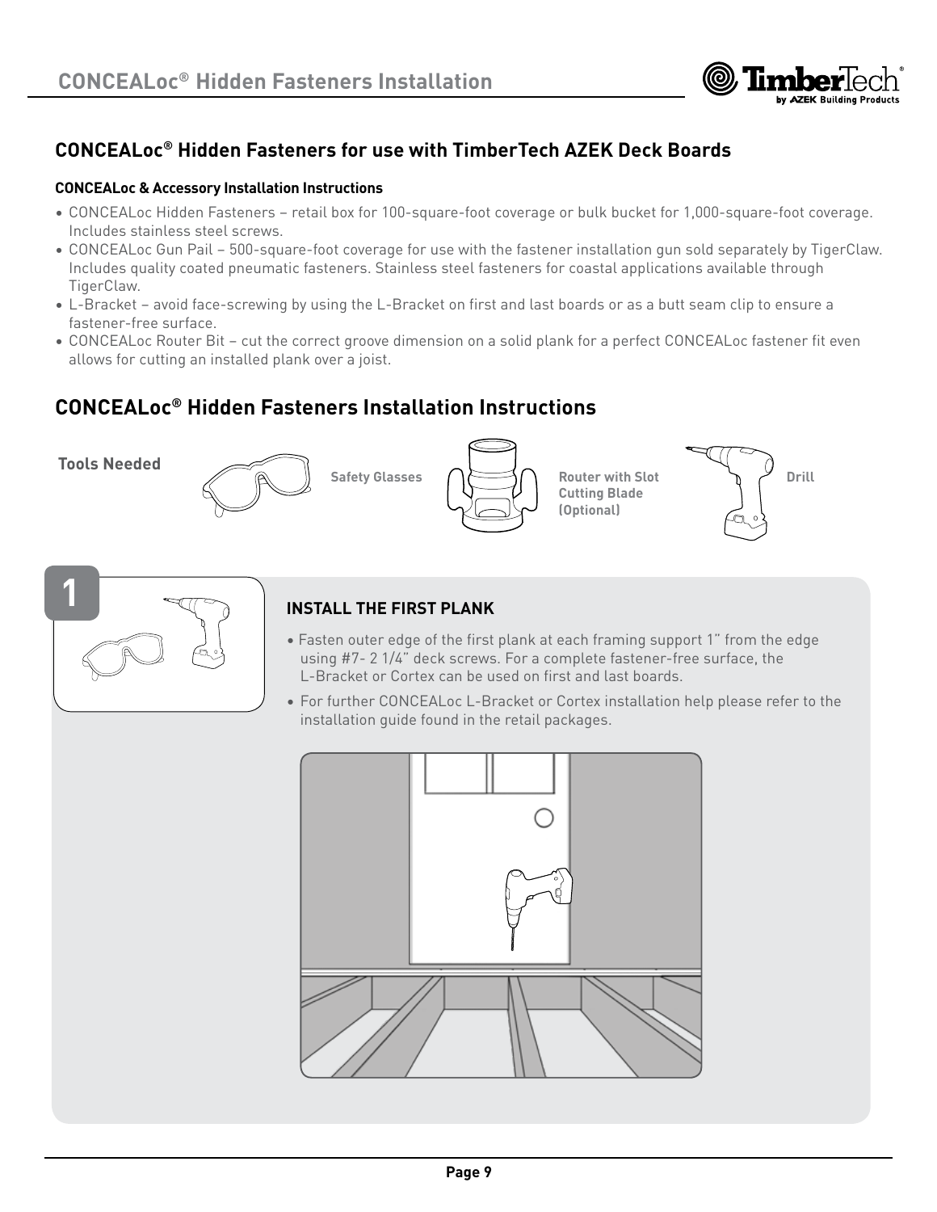## CONCEALoc® Hidden Fasteners for use with TimberTech AZEK Deck Boards

#### CONCEALoc & Accessory Installation Instructions

- CONCEALoc Hidden Fasteners – retail box for 100-square-foot coverage or bulk bucket for 1,000-square-foot coverage. Includes stainless steel screws.
- CONCEALoc Gun Pail – 500-square-foot coverage for use with the fastener installation gun sold separately by TigerClaw. Includes quality coated pneumatic fasteners. Stainless steel fasteners for coastal applications available through TigerClaw.
- L-Bracket – avoid face-screwing by using the L-Bracket on first and last boards or as a butt seam clip to ensure a fastener-free surface.
- CONCEALoc Router Bit – cut the correct groove dimension on a solid plank for a perfect CONCEALoc fastener fit even allows for cutting an installed plank over a joist.

## CONCEALoc® Hidden Fasteners Installation Instructions

**Tools Needed**

Safety Glasses

Router with Slot Cutting Blade (Optional)

Drill

### 1 INSTALL THE FIRST PLANK

- Fasten outer edge of the first plank at each framing support 1" from the edge using #7- 2 1/4" deck screws. For a complete fastener-free surface, the L-Bracket or Cortex can be used on first and last boards.
- For further CONCEALoc L-Bracket or Cortex installation help please refer to the installation guide found in the retail packages.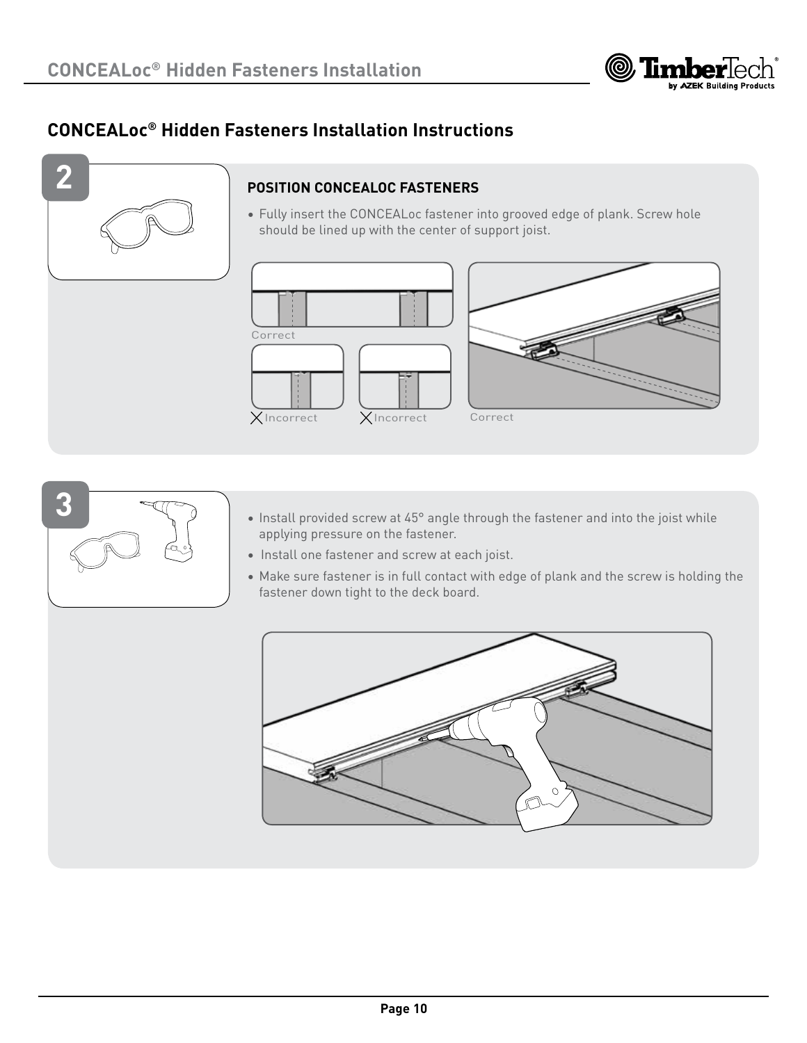## CONCEALoc® Hidden Fasteners Installation Instructions

**2**

### POSITION CONCEALOC FASTENERS

- Fully insert the CONCEALoc fastener into grooved edge of plank. Screw hole should be lined up with the center of support joist.

Correct

Incorrect

Incorrect

Correct

**3**

- Install provided screw at 45° angle through the fastener and into the joist while applying pressure on the fastener.
- Install one fastener and screw at each joist.
- Make sure fastener is in full contact with edge of plank and the screw is holding the fastener down tight to the deck board.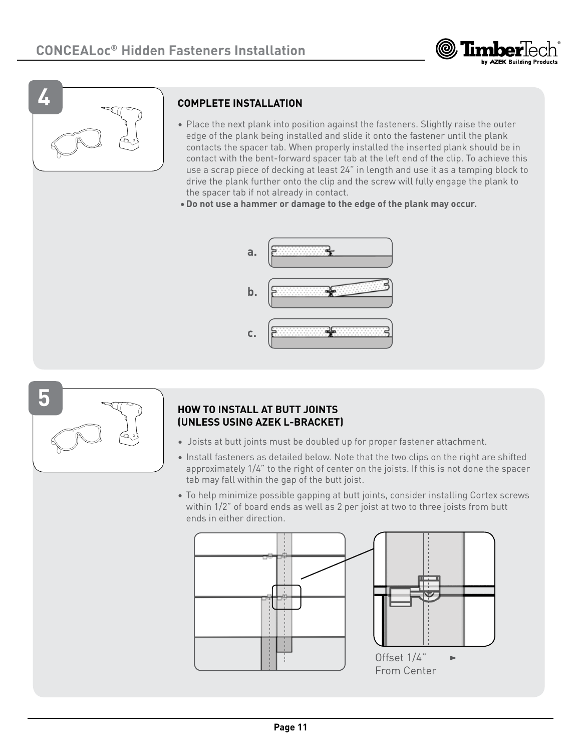## 4

### COMPLETE INSTALLATION

- Place the next plank into position against the fasteners. Slightly raise the outer edge of the plank being installed and slide it onto the fastener until the plank contacts the spacer tab. When properly installed the inserted plank should be in contact with the bent-forward spacer tab at the left end of the clip. To achieve this use a scrap piece of decking at least 24" in length and use it as a tamping block to drive the plank further onto the clip and the screw will fully engage the plank to the spacer tab if not already in contact.
- **Do not use a hammer or damage to the edge of the plank may occur.**

a.

b.

c.

## 5

### HOW TO INSTALL AT BUTT JOINTS (UNLESS USING AZEK L-BRACKET)

- Joists at butt joints must be doubled up for proper fastener attachment.
- Install fasteners as detailed below. Note that the two clips on the right are shifted approximately 1/4" to the right of center on the joists. If this is not done the spacer tab may fall within the gap of the butt joist.
- To help minimize possible gapping at butt joints, consider installing Cortex screws within 1/2" of board ends as well as 2 per joist at two to three joists from butt ends in either direction.

Offset 1/4" From Center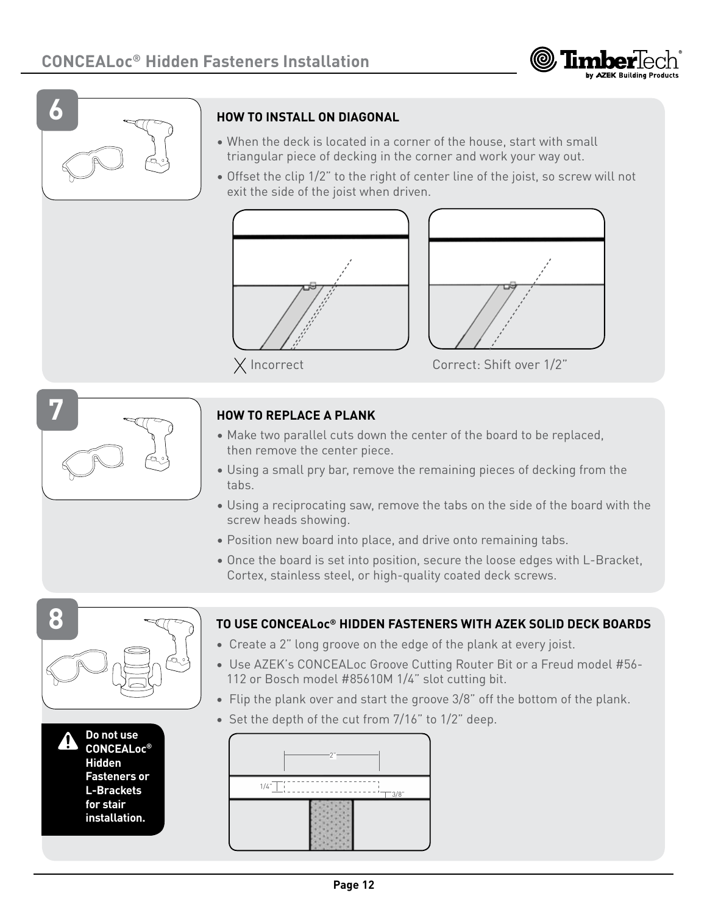# CONCEALoc® Hidden Fasteners Installation

## 6

### HOW TO INSTALL ON DIAGONAL

- When the deck is located in a corner of the house, start with small triangular piece of decking in the corner and work your way out.
- Offset the clip 1/2" to the right of center line of the joist, so screw will not exit the side of the joist when driven.

Incorrect

Correct: Shift over 1/2"

## 7

### HOW TO REPLACE A PLANK

- Make two parallel cuts down the center of the board to be replaced, then remove the center piece.
- Using a small pry bar, remove the remaining pieces of decking from the tabs.
- Using a reciprocating saw, remove the tabs on the side of the board with the screw heads showing.
- Position new board into place, and drive onto remaining tabs.
- Once the board is set into position, secure the loose edges with L-Bracket, Cortex, stainless steel, or high-quality coated deck screws.

## 8

### TO USE CONCEALoc® HIDDEN FASTENERS WITH AZEK SOLID DECK BOARDS

- Create a 2" long groove on the edge of the plank at every joist.
- Use AZEK's CONCEALoc Groove Cutting Router Bit or a Freud model #56-112 or Bosch model #85610M 1/4" slot cutting bit.
- Flip the plank over and start the groove 3/8" off the bottom of the plank.
- Set the depth of the cut from 7/16" to 1/2" deep.

2"

1/4"

3/8"

**Do not use CONCEALoc® Hidden Fasteners or L-Brackets for stair installation.**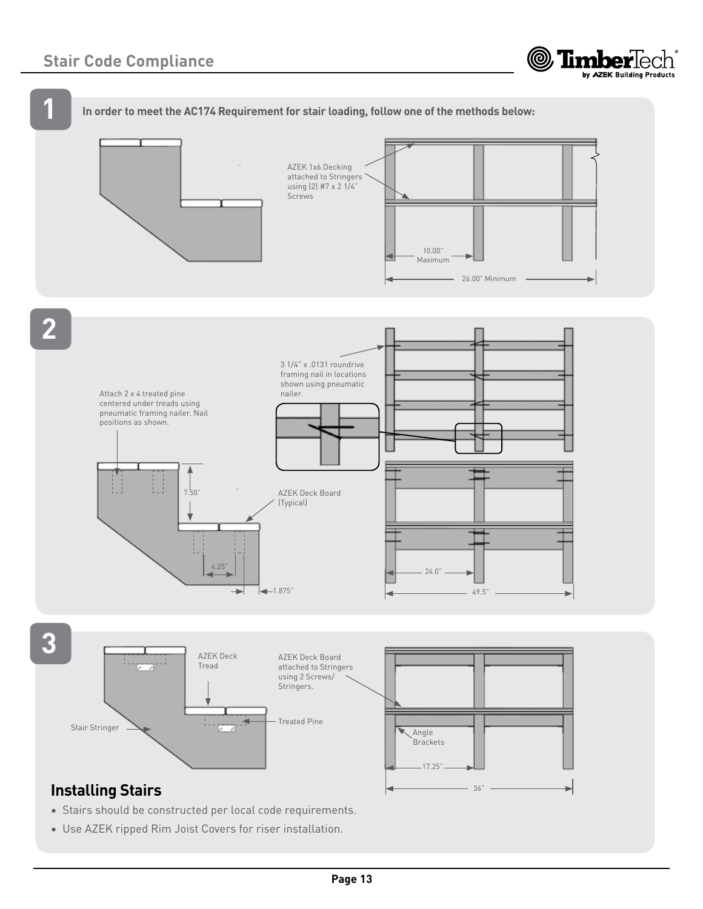## Stair Code Compliance

**1**

**In order to meet the AC174 Requirement for stair loading, follow one of the methods below:**

AZEK 1x6 Decking attached to Stringers using (2) #7 x 2 1/4" Screws

10.00" Maximum

26.00" Minimum

**2**

3 1/4" x .0131 roundrive framing nail in locations shown using pneumatic nailer.

Attach 2 x 4 treated pine centered under treads using pneumatic framing nailer. Nail positions as shown.

7.50"

AZEK Deck Board (Typical)

4.25"

1.875"

24.0"

49.5"

**3**

AZEK Deck Tread

AZEK Deck Board attached to Stringers using 2 Screws/ Stringers.

Treated Pine

Stair Stringer

Angle Brackets

17.25"

36"

## Installing Stairs

- Stairs should be constructed per local code requirements.
- Use AZEK ripped Rim Joist Covers for riser installation.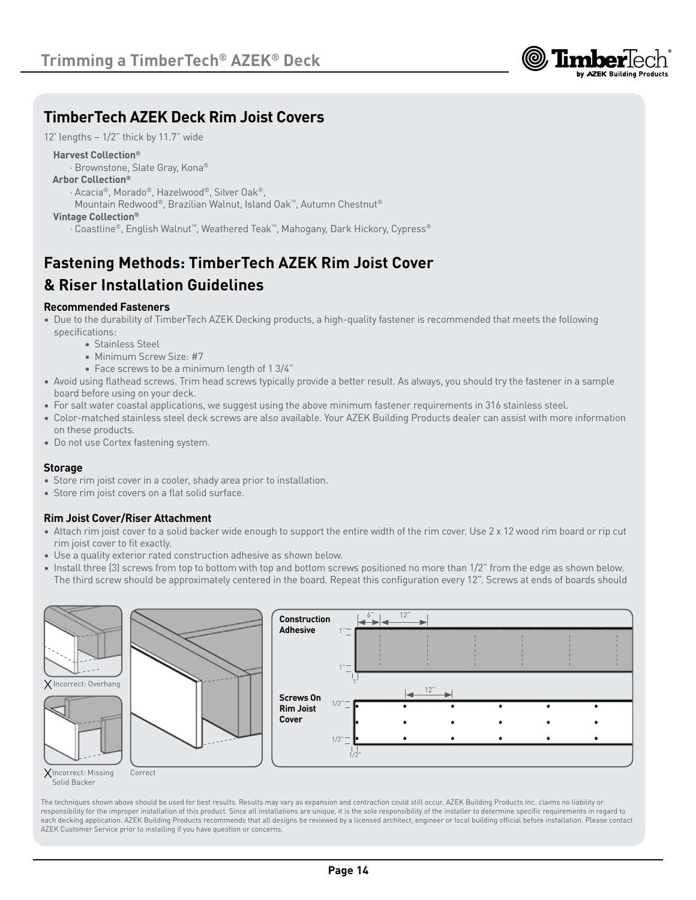## TimberTech AZEK Deck Rim Joist Covers

12' lengths – 1/2" thick by 11.7" wide

**Harvest Collection®**
- Brownstone, Slate Gray, Kona®

**Arbor Collection®**
- Acacia®, Morado®, Hazelwood®, Silver Oak®, Mountain Redwood®, Brazilian Walnut, Island Oak™, Autumn Chestnut®

**Vintage Collection®**
- Coastline®, English Walnut™, Weathered Teak™, Mahogany, Dark Hickory, Cypress®

## Fastening Methods: TimberTech AZEK Rim Joist Cover & Riser Installation Guidelines

### Recommended Fasteners

- Due to the durability of TimberTech AZEK Decking products, a high-quality fastener is recommended that meets the following specifications:
  - Stainless Steel
  - Minimum Screw Size: #7
  - Face screws to be a minimum length of 1 3/4"
- Avoid using flathead screws. Trim head screws typically provide a better result. As always, you should try the fastener in a sample board before using on your deck.
- For salt water coastal applications, we suggest using the above minimum fastener requirements in 316 stainless steel.
- Color-matched stainless steel deck screws are also available. Your AZEK Building Products dealer can assist with more information on these products.
- Do not use Cortex fastening system.

### Storage

- Store rim joist cover in a cooler, shady area prior to installation.
- Store rim joist covers on a flat solid surface.

### Rim Joist Cover/Riser Attachment

- Attach rim joist cover to a solid backer wide enough to support the entire width of the rim cover. Use 2 x 12 wood rim board or rip cut rim joist cover to fit exactly.
- Use a quality exterior rated construction adhesive as shown below.
- Install three (3) screws from top to bottom with top and bottom screws positioned no more than 1/2" from the edge as shown below. The third screw should be approximately centered in the board. Repeat this configuration every 12". Screws at ends of boards should

X Incorrect: Overhang

X Incorrect: Missing Solid Backer

Correct

Construction Adhesive

Screws On Rim Joist Cover

The techniques shown above should be used for best results. Results may vary as expansion and contraction could still occur. AZEK Building Products Inc. claims no liability or responsibility for the improper installation of this product. Since all installations are unique, it is the sole responsibility of the installer to determine specific requirements in regard to each decking application. AZEK Building Products recommends that all designs be reviewed by a licensed architect, engineer or local building official before installation. Please contact AZEK Customer Service prior to installing if you have question or concerns.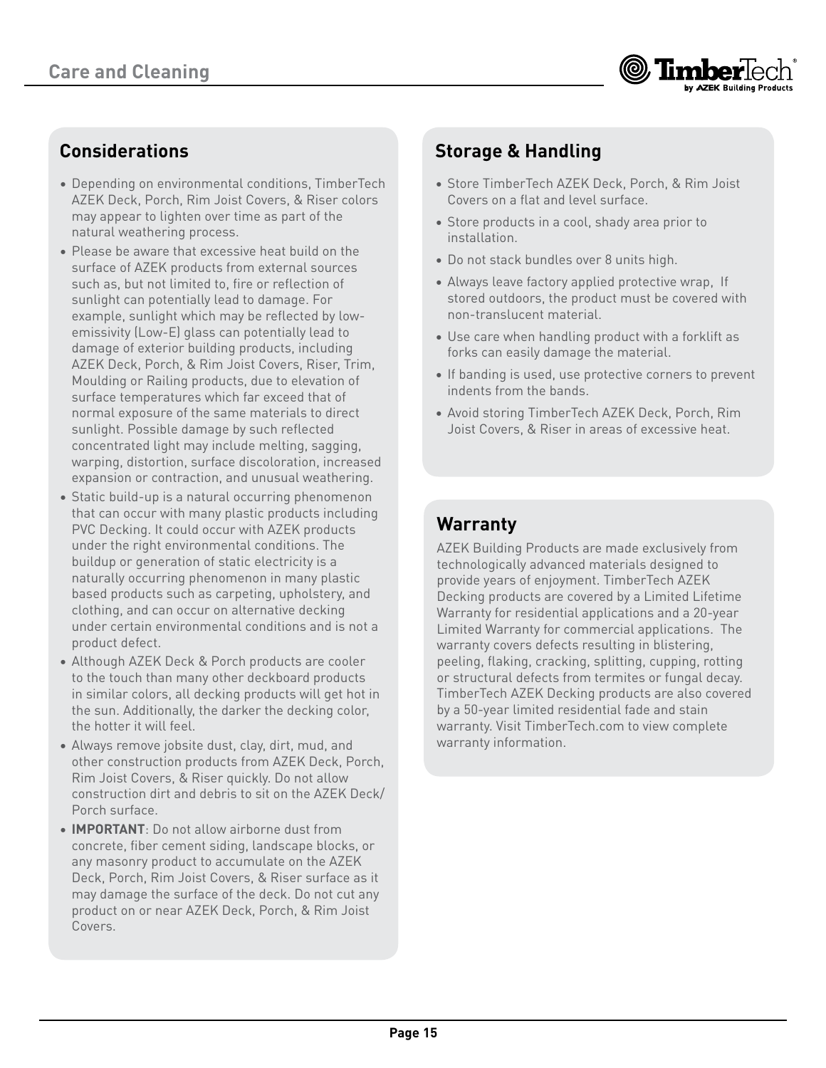## Considerations

- Depending on environmental conditions, TimberTech AZEK Deck, Porch, Rim Joist Covers, & Riser colors may appear to lighten over time as part of the natural weathering process.
- Please be aware that excessive heat build on the surface of AZEK products from external sources such as, but not limited to, fire or reflection of sunlight can potentially lead to damage. For example, sunlight which may be reflected by low-emissivity (Low-E) glass can potentially lead to damage of exterior building products, including AZEK Deck, Porch, & Rim Joist Covers, Riser, Trim, Moulding or Railing products, due to elevation of surface temperatures which far exceed that of normal exposure of the same materials to direct sunlight. Possible damage by such reflected concentrated light may include melting, sagging, warping, distortion, surface discoloration, increased expansion or contraction, and unusual weathering.
- Static build-up is a natural occurring phenomenon that can occur with many plastic products including PVC Decking. It could occur with AZEK products under the right environmental conditions. The buildup or generation of static electricity is a naturally occurring phenomenon in many plastic based products such as carpeting, upholstery, and clothing, and can occur on alternative decking under certain environmental conditions and is not a product defect.
- Although AZEK Deck & Porch products are cooler to the touch than many other deckboard products in similar colors, all decking products will get hot in the sun. Additionally, the darker the decking color, the hotter it will feel.
- Always remove jobsite dust, clay, dirt, mud, and other construction products from AZEK Deck, Porch, Rim Joist Covers, & Riser quickly. Do not allow construction dirt and debris to sit on the AZEK Deck/ Porch surface.
- **IMPORTANT**: Do not allow airborne dust from concrete, fiber cement siding, landscape blocks, or any masonry product to accumulate on the AZEK Deck, Porch, Rim Joist Covers, & Riser surface as it may damage the surface of the deck. Do not cut any product on or near AZEK Deck, Porch, & Rim Joist Covers.

## Storage & Handling

- Store TimberTech AZEK Deck, Porch, & Rim Joist Covers on a flat and level surface.
- Store products in a cool, shady area prior to installation.
- Do not stack bundles over 8 units high.
- Always leave factory applied protective wrap, If stored outdoors, the product must be covered with non-translucent material.
- Use care when handling product with a forklift as forks can easily damage the material.
- If banding is used, use protective corners to prevent indents from the bands.
- Avoid storing TimberTech AZEK Deck, Porch, Rim Joist Covers, & Riser in areas of excessive heat.

## Warranty

AZEK Building Products are made exclusively from technologically advanced materials designed to provide years of enjoyment. TimberTech AZEK Decking products are covered by a Limited Lifetime Warranty for residential applications and a 20-year Limited Warranty for commercial applications. The warranty covers defects resulting in blistering, peeling, flaking, cracking, splitting, cupping, rotting or structural defects from termites or fungal decay. TimberTech AZEK Decking products are also covered by a 50-year limited residential fade and stain warranty. Visit TimberTech.com to view complete warranty information.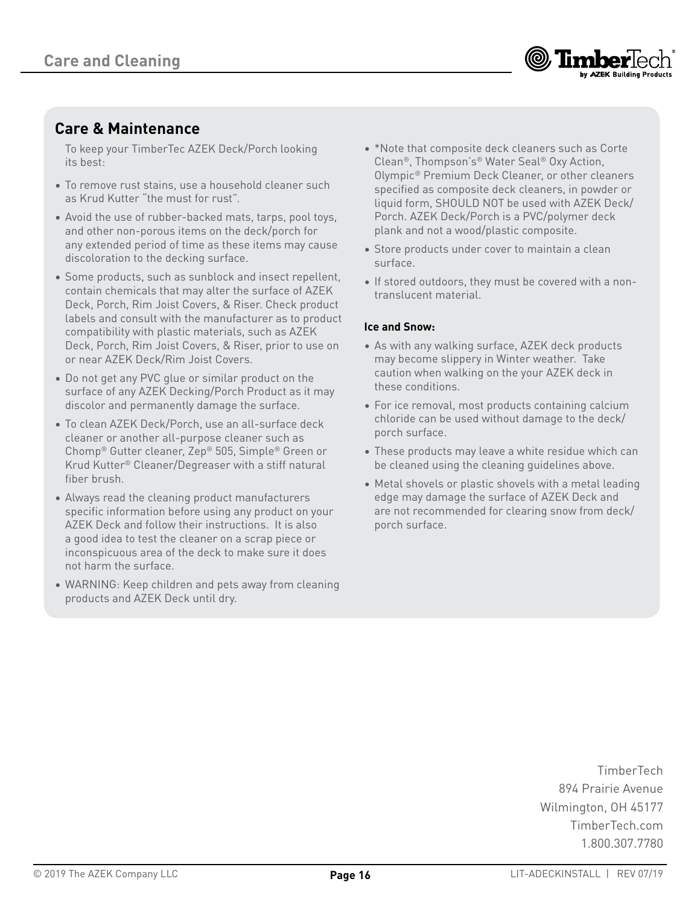## Care & Maintenance

To keep your TimberTec AZEK Deck/Porch looking its best:

- To remove rust stains, use a household cleaner such as Krud Kutter "the must for rust".
- Avoid the use of rubber-backed mats, tarps, pool toys, and other non-porous items on the deck/porch for any extended period of time as these items may cause discoloration to the decking surface.
- Some products, such as sunblock and insect repellent, contain chemicals that may alter the surface of AZEK Deck, Porch, Rim Joist Covers, & Riser. Check product labels and consult with the manufacturer as to product compatibility with plastic materials, such as AZEK Deck, Porch, Rim Joist Covers, & Riser, prior to use on or near AZEK Deck/Rim Joist Covers.
- Do not get any PVC glue or similar product on the surface of any AZEK Decking/Porch Product as it may discolor and permanently damage the surface.
- To clean AZEK Deck/Porch, use an all-surface deck cleaner or another all-purpose cleaner such as Chomp® Gutter cleaner, Zep® 505, Simple® Green or Krud Kutter® Cleaner/Degreaser with a stiff natural fiber brush.
- Always read the cleaning product manufacturers specific information before using any product on your AZEK Deck and follow their instructions. It is also a good idea to test the cleaner on a scrap piece or inconspicuous area of the deck to make sure it does not harm the surface.
- WARNING: Keep children and pets away from cleaning products and AZEK Deck until dry.
- *Note that composite deck cleaners such as Corte Clean®, Thompson's® Water Seal® Oxy Action, Olympic® Premium Deck Cleaner, or other cleaners specified as composite deck cleaners, in powder or liquid form, SHOULD NOT be used with AZEK Deck/Porch. AZEK Deck/Porch is a PVC/polymer deck plank and not a wood/plastic composite.
- Store products under cover to maintain a clean surface.
- If stored outdoors, they must be covered with a non-translucent material.

**Ice and Snow:**

- As with any walking surface, AZEK deck products may become slippery in Winter weather. Take caution when walking on the your AZEK deck in these conditions.
- For ice removal, most products containing calcium chloride can be used without damage to the deck/porch surface.
- These products may leave a white residue which can be cleaned using the cleaning guidelines above.
- Metal shovels or plastic shovels with a metal leading edge may damage the surface of AZEK Deck and are not recommended for clearing snow from deck/porch surface.

TimberTech
894 Prairie Avenue
Wilmington, OH 45177
TimberTech.com
1.800.307.7780